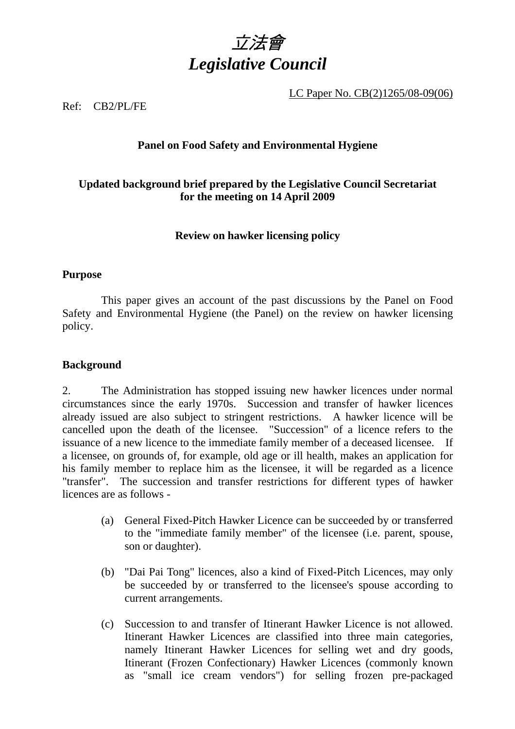# *立法會*
# *Legislative Council*

LC Paper No. CB(2)1265/08-09(06)

Ref: CB2/PL/FE

**Panel on Food Safety and Environmental Hygiene**

**Updated background brief prepared by the Legislative Council Secretariat for the meeting on 14 April 2009**

**Review on hawker licensing policy**

**Purpose**

This paper gives an account of the past discussions by the Panel on Food Safety and Environmental Hygiene (the Panel) on the review on hawker licensing policy.

**Background**

2. The Administration has stopped issuing new hawker licences under normal circumstances since the early 1970s. Succession and transfer of hawker licences already issued are also subject to stringent restrictions. A hawker licence will be cancelled upon the death of the licensee. "Succession" of a licence refers to the issuance of a new licence to the immediate family member of a deceased licensee. If a licensee, on grounds of, for example, old age or ill health, makes an application for his family member to replace him as the licensee, it will be regarded as a licence "transfer". The succession and transfer restrictions for different types of hawker licences are as follows -

(a) General Fixed-Pitch Hawker Licence can be succeeded by or transferred to the "immediate family member" of the licensee (i.e. parent, spouse, son or daughter).

(b) "Dai Pai Tong" licences, also a kind of Fixed-Pitch Licences, may only be succeeded by or transferred to the licensee's spouse according to current arrangements.

(c) Succession to and transfer of Itinerant Hawker Licence is not allowed. Itinerant Hawker Licences are classified into three main categories, namely Itinerant Hawker Licences for selling wet and dry goods, Itinerant (Frozen Confectionary) Hawker Licences (commonly known as "small ice cream vendors") for selling frozen pre-packaged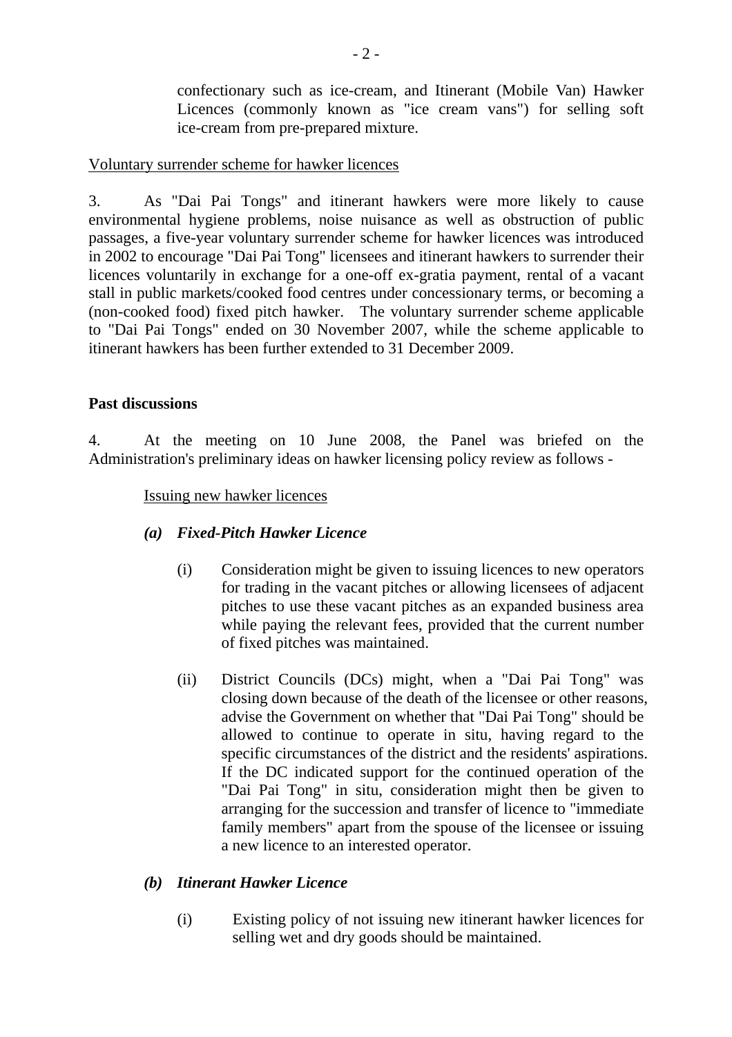confectionary such as ice-cream, and Itinerant (Mobile Van) Hawker Licences (commonly known as "ice cream vans") for selling soft ice-cream from pre-prepared mixture.

Voluntary surrender scheme for hawker licences

3. As "Dai Pai Tongs" and itinerant hawkers were more likely to cause environmental hygiene problems, noise nuisance as well as obstruction of public passages, a five-year voluntary surrender scheme for hawker licences was introduced in 2002 to encourage "Dai Pai Tong" licensees and itinerant hawkers to surrender their licences voluntarily in exchange for a one-off ex-gratia payment, rental of a vacant stall in public markets/cooked food centres under concessionary terms, or becoming a (non-cooked food) fixed pitch hawker. The voluntary surrender scheme applicable to "Dai Pai Tongs" ended on 30 November 2007, while the scheme applicable to itinerant hawkers has been further extended to 31 December 2009.

**Past discussions**

4. At the meeting on 10 June 2008, the Panel was briefed on the Administration's preliminary ideas on hawker licensing policy review as follows -

Issuing new hawker licences

***(a) Fixed-Pitch Hawker Licence***

(i) Consideration might be given to issuing licences to new operators for trading in the vacant pitches or allowing licensees of adjacent pitches to use these vacant pitches as an expanded business area while paying the relevant fees, provided that the current number of fixed pitches was maintained.

(ii) District Councils (DCs) might, when a "Dai Pai Tong" was closing down because of the death of the licensee or other reasons, advise the Government on whether that "Dai Pai Tong" should be allowed to continue to operate in situ, having regard to the specific circumstances of the district and the residents' aspirations. If the DC indicated support for the continued operation of the "Dai Pai Tong" in situ, consideration might then be given to arranging for the succession and transfer of licence to "immediate family members" apart from the spouse of the licensee or issuing a new licence to an interested operator.

***(b) Itinerant Hawker Licence***

(i) Existing policy of not issuing new itinerant hawker licences for selling wet and dry goods should be maintained.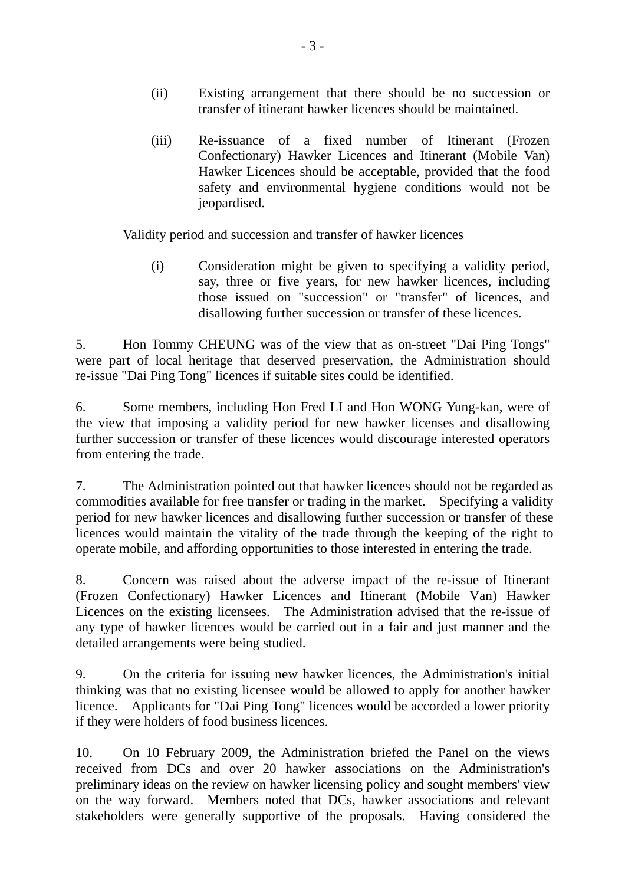(ii) Existing arrangement that there should be no succession or transfer of itinerant hawker licences should be maintained.

(iii) Re-issuance of a fixed number of Itinerant (Frozen Confectionary) Hawker Licences and Itinerant (Mobile Van) Hawker Licences should be acceptable, provided that the food safety and environmental hygiene conditions would not be jeopardised.

<u>Validity period and succession and transfer of hawker licences</u>

(i) Consideration might be given to specifying a validity period, say, three or five years, for new hawker licences, including those issued on "succession" or "transfer" of licences, and disallowing further succession or transfer of these licences.

5. Hon Tommy CHEUNG was of the view that as on-street "Dai Ping Tongs" were part of local heritage that deserved preservation, the Administration should re-issue "Dai Ping Tong" licences if suitable sites could be identified.

6. Some members, including Hon Fred LI and Hon WONG Yung-kan, were of the view that imposing a validity period for new hawker licenses and disallowing further succession or transfer of these licences would discourage interested operators from entering the trade.

7. The Administration pointed out that hawker licences should not be regarded as commodities available for free transfer or trading in the market. Specifying a validity period for new hawker licences and disallowing further succession or transfer of these licences would maintain the vitality of the trade through the keeping of the right to operate mobile, and affording opportunities to those interested in entering the trade.

8. Concern was raised about the adverse impact of the re-issue of Itinerant (Frozen Confectionary) Hawker Licences and Itinerant (Mobile Van) Hawker Licences on the existing licensees. The Administration advised that the re-issue of any type of hawker licences would be carried out in a fair and just manner and the detailed arrangements were being studied.

9. On the criteria for issuing new hawker licences, the Administration's initial thinking was that no existing licensee would be allowed to apply for another hawker licence. Applicants for "Dai Ping Tong" licences would be accorded a lower priority if they were holders of food business licences.

10. On 10 February 2009, the Administration briefed the Panel on the views received from DCs and over 20 hawker associations on the Administration's preliminary ideas on the review on hawker licensing policy and sought members' view on the way forward. Members noted that DCs, hawker associations and relevant stakeholders were generally supportive of the proposals. Having considered the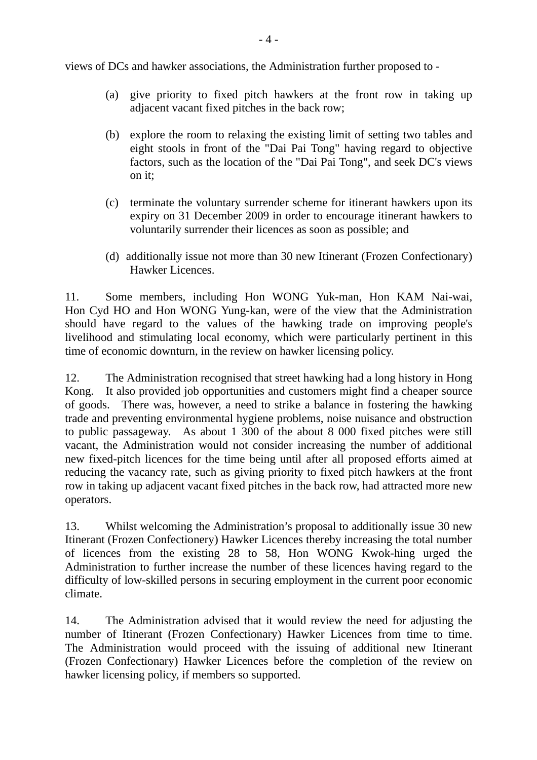views of DCs and hawker associations, the Administration further proposed to -

(a) give priority to fixed pitch hawkers at the front row in taking up adjacent vacant fixed pitches in the back row;

(b) explore the room to relaxing the existing limit of setting two tables and eight stools in front of the "Dai Pai Tong" having regard to objective factors, such as the location of the "Dai Pai Tong", and seek DC's views on it;

(c) terminate the voluntary surrender scheme for itinerant hawkers upon its expiry on 31 December 2009 in order to encourage itinerant hawkers to voluntarily surrender their licences as soon as possible; and

(d) additionally issue not more than 30 new Itinerant (Frozen Confectionary) Hawker Licences.

11. Some members, including Hon WONG Yuk-man, Hon KAM Nai-wai, Hon Cyd HO and Hon WONG Yung-kan, were of the view that the Administration should have regard to the values of the hawking trade on improving people's livelihood and stimulating local economy, which were particularly pertinent in this time of economic downturn, in the review on hawker licensing policy.

12. The Administration recognised that street hawking had a long history in Hong Kong. It also provided job opportunities and customers might find a cheaper source of goods. There was, however, a need to strike a balance in fostering the hawking trade and preventing environmental hygiene problems, noise nuisance and obstruction to public passageway. As about 1 300 of the about 8 000 fixed pitches were still vacant, the Administration would not consider increasing the number of additional new fixed-pitch licences for the time being until after all proposed efforts aimed at reducing the vacancy rate, such as giving priority to fixed pitch hawkers at the front row in taking up adjacent vacant fixed pitches in the back row, had attracted more new operators.

13. Whilst welcoming the Administration's proposal to additionally issue 30 new Itinerant (Frozen Confectionery) Hawker Licences thereby increasing the total number of licences from the existing 28 to 58, Hon WONG Kwok-hing urged the Administration to further increase the number of these licences having regard to the difficulty of low-skilled persons in securing employment in the current poor economic climate.

14. The Administration advised that it would review the need for adjusting the number of Itinerant (Frozen Confectionary) Hawker Licences from time to time. The Administration would proceed with the issuing of additional new Itinerant (Frozen Confectionary) Hawker Licences before the completion of the review on hawker licensing policy, if members so supported.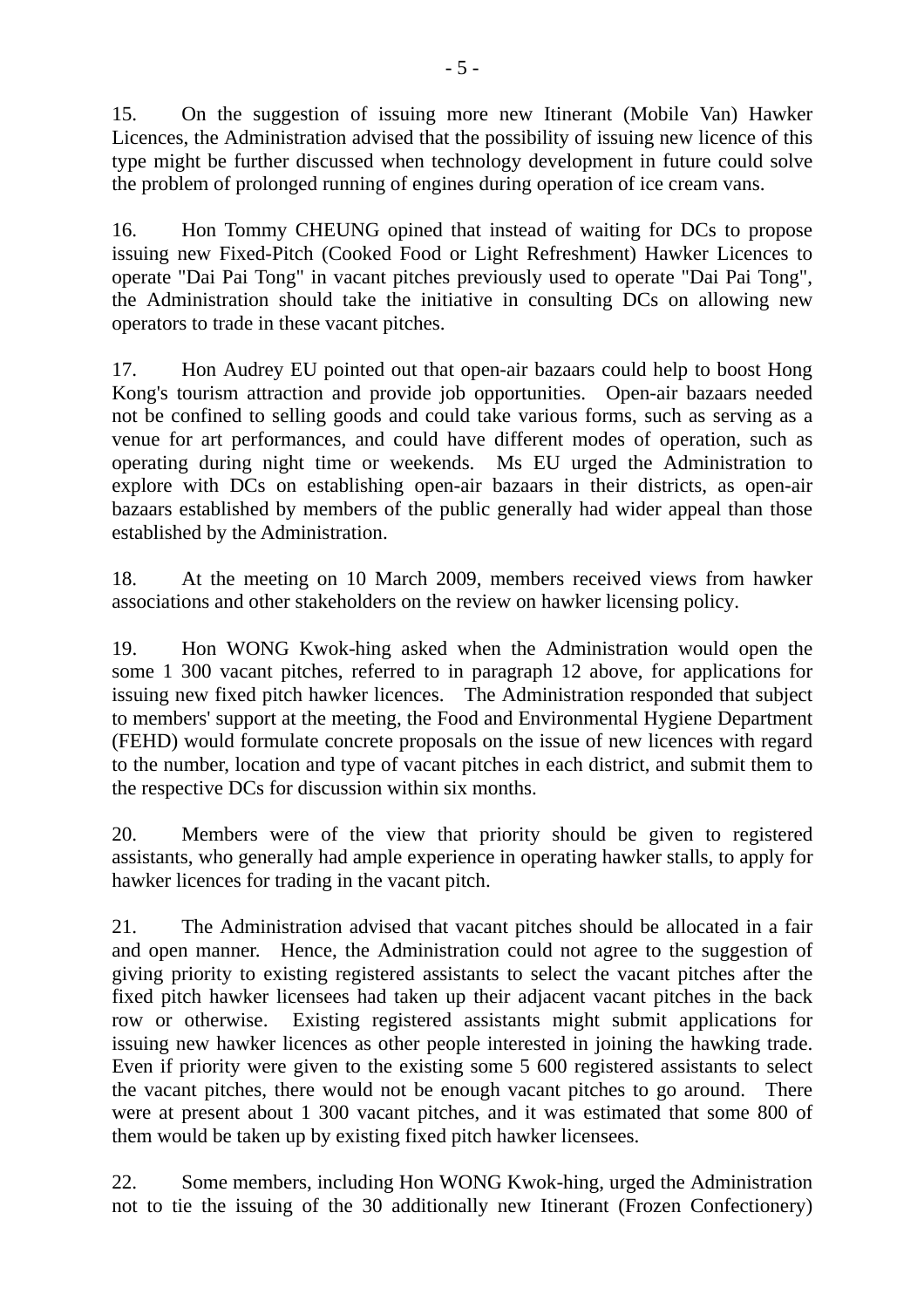15. On the suggestion of issuing more new Itinerant (Mobile Van) Hawker Licences, the Administration advised that the possibility of issuing new licence of this type might be further discussed when technology development in future could solve the problem of prolonged running of engines during operation of ice cream vans.

16. Hon Tommy CHEUNG opined that instead of waiting for DCs to propose issuing new Fixed-Pitch (Cooked Food or Light Refreshment) Hawker Licences to operate "Dai Pai Tong" in vacant pitches previously used to operate "Dai Pai Tong", the Administration should take the initiative in consulting DCs on allowing new operators to trade in these vacant pitches.

17. Hon Audrey EU pointed out that open-air bazaars could help to boost Hong Kong's tourism attraction and provide job opportunities. Open-air bazaars needed not be confined to selling goods and could take various forms, such as serving as a venue for art performances, and could have different modes of operation, such as operating during night time or weekends. Ms EU urged the Administration to explore with DCs on establishing open-air bazaars in their districts, as open-air bazaars established by members of the public generally had wider appeal than those established by the Administration.

18. At the meeting on 10 March 2009, members received views from hawker associations and other stakeholders on the review on hawker licensing policy.

19. Hon WONG Kwok-hing asked when the Administration would open the some 1 300 vacant pitches, referred to in paragraph 12 above, for applications for issuing new fixed pitch hawker licences. The Administration responded that subject to members' support at the meeting, the Food and Environmental Hygiene Department (FEHD) would formulate concrete proposals on the issue of new licences with regard to the number, location and type of vacant pitches in each district, and submit them to the respective DCs for discussion within six months.

20. Members were of the view that priority should be given to registered assistants, who generally had ample experience in operating hawker stalls, to apply for hawker licences for trading in the vacant pitch.

21. The Administration advised that vacant pitches should be allocated in a fair and open manner. Hence, the Administration could not agree to the suggestion of giving priority to existing registered assistants to select the vacant pitches after the fixed pitch hawker licensees had taken up their adjacent vacant pitches in the back row or otherwise. Existing registered assistants might submit applications for issuing new hawker licences as other people interested in joining the hawking trade. Even if priority were given to the existing some 5 600 registered assistants to select the vacant pitches, there would not be enough vacant pitches to go around. There were at present about 1 300 vacant pitches, and it was estimated that some 800 of them would be taken up by existing fixed pitch hawker licensees.

22. Some members, including Hon WONG Kwok-hing, urged the Administration not to tie the issuing of the 30 additionally new Itinerant (Frozen Confectionery)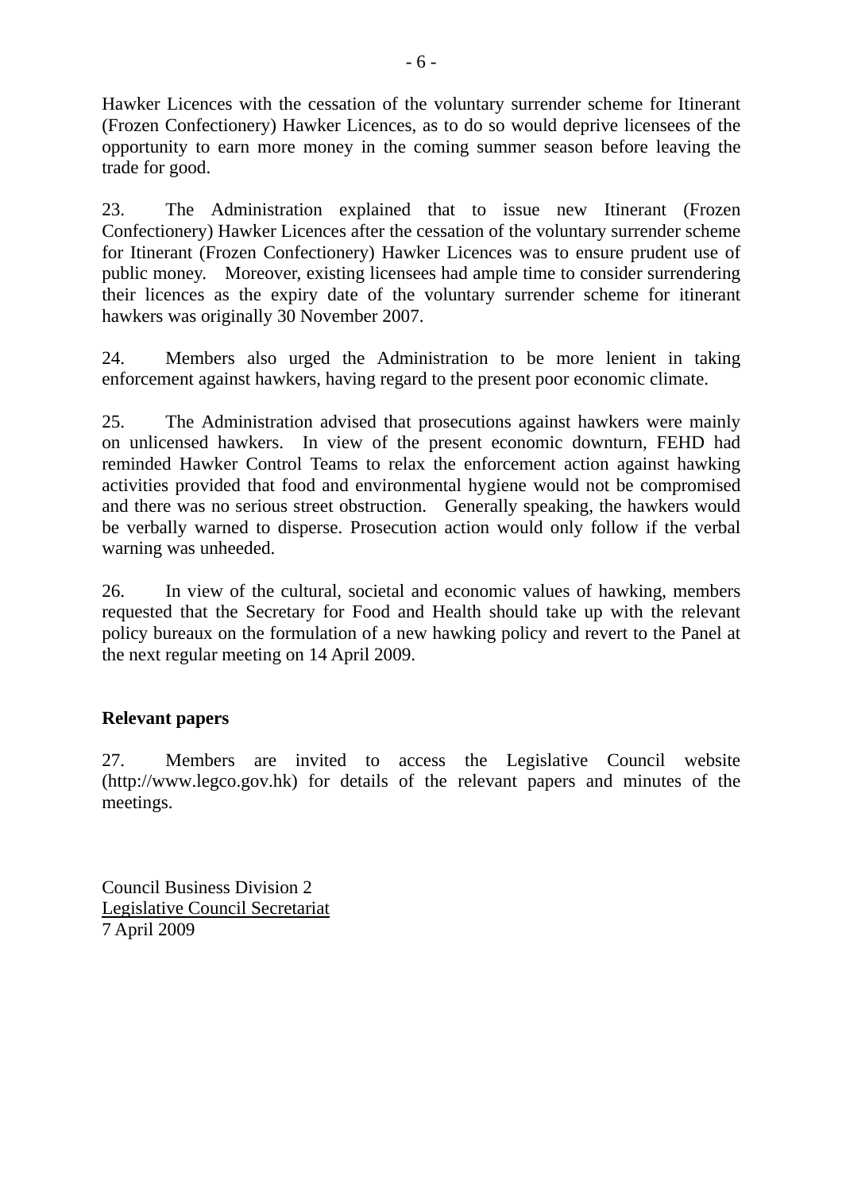Hawker Licences with the cessation of the voluntary surrender scheme for Itinerant (Frozen Confectionery) Hawker Licences, as to do so would deprive licensees of the opportunity to earn more money in the coming summer season before leaving the trade for good.

23. The Administration explained that to issue new Itinerant (Frozen Confectionery) Hawker Licences after the cessation of the voluntary surrender scheme for Itinerant (Frozen Confectionery) Hawker Licences was to ensure prudent use of public money. Moreover, existing licensees had ample time to consider surrendering their licences as the expiry date of the voluntary surrender scheme for itinerant hawkers was originally 30 November 2007.

24. Members also urged the Administration to be more lenient in taking enforcement against hawkers, having regard to the present poor economic climate.

25. The Administration advised that prosecutions against hawkers were mainly on unlicensed hawkers. In view of the present economic downturn, FEHD had reminded Hawker Control Teams to relax the enforcement action against hawking activities provided that food and environmental hygiene would not be compromised and there was no serious street obstruction. Generally speaking, the hawkers would be verbally warned to disperse. Prosecution action would only follow if the verbal warning was unheeded.

26. In view of the cultural, societal and economic values of hawking, members requested that the Secretary for Food and Health should take up with the relevant policy bureaux on the formulation of a new hawking policy and revert to the Panel at the next regular meeting on 14 April 2009.

## Relevant papers

27. Members are invited to access the Legislative Council website (http://www.legco.gov.hk) for details of the relevant papers and minutes of the meetings.

Council Business Division 2
Legislative Council Secretariat
7 April 2009